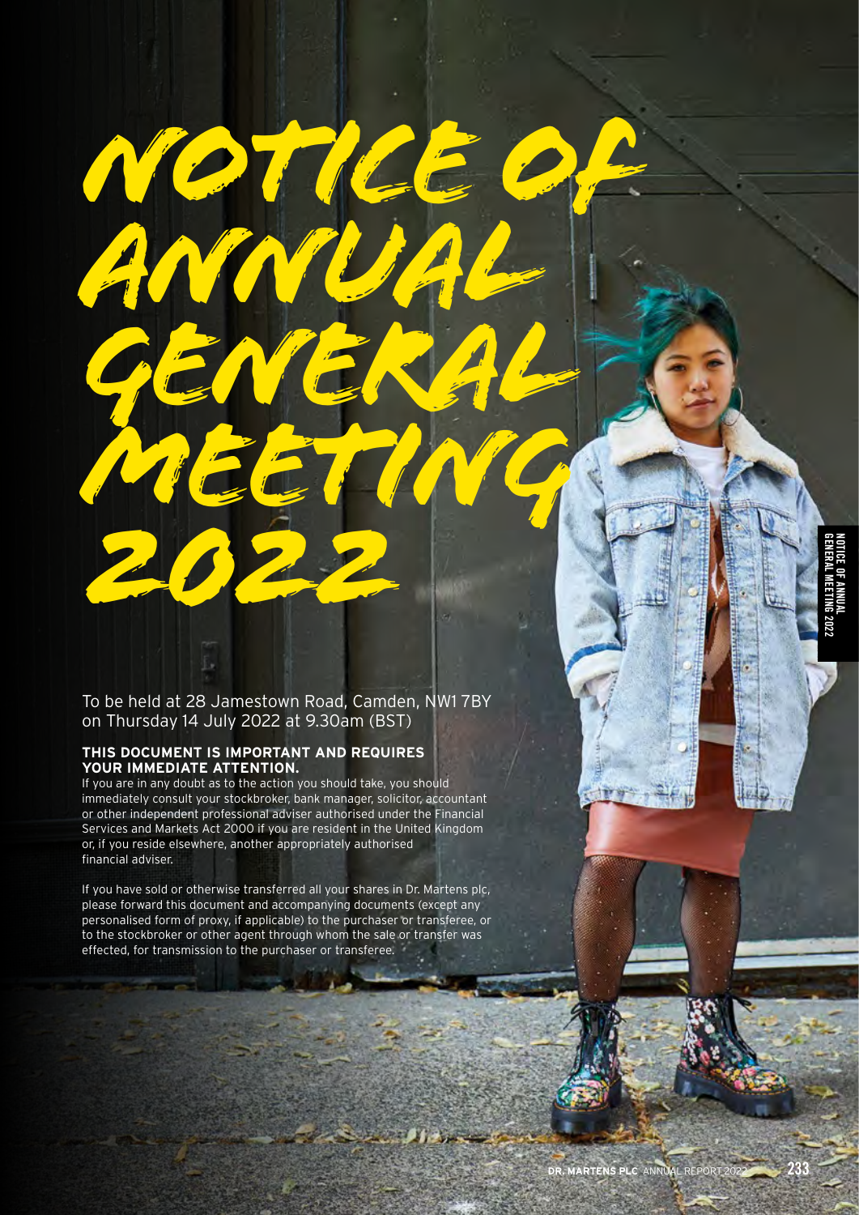# NOTICE OF ANNUAL GENERAL MEETING 2022

To be held at 28 Jamestown Road, Camden, NW1 7BY on Thursday 14 July 2022 at 9.30am (BST)

**THIS DOCUMENT IS IMPORTANT AND REQUIRES YOUR IMMEDIATE ATTENTION.**

If you are in any doubt as to the action you should take, you should immediately consult your stockbroker, bank manager, solicitor, accountant or other independent professional adviser authorised under the Financial Services and Markets Act 2000 if you are resident in the United Kingdom or, if you reside elsewhere, another appropriately authorised financial adviser.

If you have sold or otherwise transferred all your shares in Dr. Martens plc, please forward this document and accompanying documents (except any personalised form of proxy, if applicable) to the purchaser or transferee, or to the stockbroker or other agent through whom the sale or transfer was effected, for transmission to the purchaser or transferee.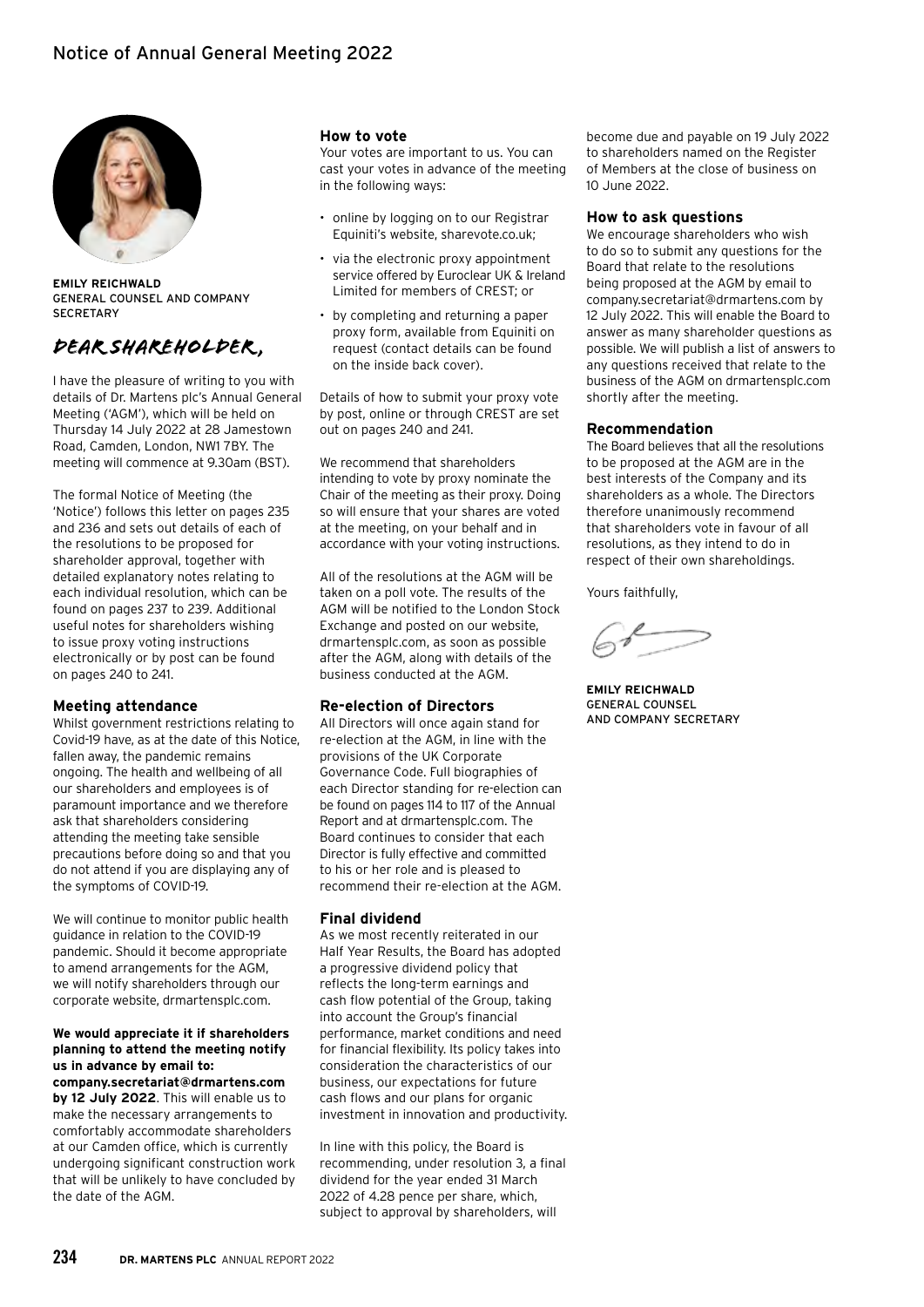# Notice of Annual General Meeting 2022

**EMILY REICHWALD**
GENERAL COUNSEL AND COMPANY SECRETARY

## DEAR SHAREHOLDER,

I have the pleasure of writing to you with details of Dr. Martens plc's Annual General Meeting ('AGM'), which will be held on Thursday 14 July 2022 at 28 Jamestown Road, Camden, London, NW1 7BY. The meeting will commence at 9.30am (BST).

The formal Notice of Meeting (the 'Notice') follows this letter on pages 235 and 236 and sets out details of each of the resolutions to be proposed for shareholder approval, together with detailed explanatory notes relating to each individual resolution, which can be found on pages 237 to 239. Additional useful notes for shareholders wishing to issue proxy voting instructions electronically or by post can be found on pages 240 to 241.

### Meeting attendance

Whilst government restrictions relating to Covid-19 have, as at the date of this Notice, fallen away, the pandemic remains ongoing. The health and wellbeing of all our shareholders and employees is of paramount importance and we therefore ask that shareholders considering attending the meeting take sensible precautions before doing so and that you do not attend if you are displaying any of the symptoms of COVID-19.

We will continue to monitor public health guidance in relation to the COVID-19 pandemic. Should it become appropriate to amend arrangements for the AGM, we will notify shareholders through our corporate website, drmartensplc.com.

**We would appreciate it if shareholders planning to attend the meeting notify us in advance by email to: company.secretariat@drmartens.com by 12 July 2022**. This will enable us to make the necessary arrangements to comfortably accommodate shareholders at our Camden office, which is currently undergoing significant construction work that will be unlikely to have concluded by the date of the AGM.

### How to vote

Your votes are important to us. You can cast your votes in advance of the meeting in the following ways:

- online by logging on to our Registrar Equiniti's website, sharevote.co.uk;
- via the electronic proxy appointment service offered by Euroclear UK & Ireland Limited for members of CREST; or
- by completing and returning a paper proxy form, available from Equiniti on request (contact details can be found on the inside back cover).

Details of how to submit your proxy vote by post, online or through CREST are set out on pages 240 and 241.

We recommend that shareholders intending to vote by proxy nominate the Chair of the meeting as their proxy. Doing so will ensure that your shares are voted at the meeting, on your behalf and in accordance with your voting instructions.

All of the resolutions at the AGM will be taken on a poll vote. The results of the AGM will be notified to the London Stock Exchange and posted on our website, drmartensplc.com, as soon as possible after the AGM, along with details of the business conducted at the AGM.

### Re-election of Directors

All Directors will once again stand for re-election at the AGM, in line with the provisions of the UK Corporate Governance Code. Full biographies of each Director standing for re-election can be found on pages 114 to 117 of the Annual Report and at drmartensplc.com. The Board continues to consider that each Director is fully effective and committed to his or her role and is pleased to recommend their re-election at the AGM.

### Final dividend

As we most recently reiterated in our Half Year Results, the Board has adopted a progressive dividend policy that reflects the long-term earnings and cash flow potential of the Group, taking into account the Group's financial performance, market conditions and need for financial flexibility. Its policy takes into consideration the characteristics of our business, our expectations for future cash flows and our plans for organic investment in innovation and productivity.

In line with this policy, the Board is recommending, under resolution 3, a final dividend for the year ended 31 March 2022 of 4.28 pence per share, which, subject to approval by shareholders, will become due and payable on 19 July 2022 to shareholders named on the Register of Members at the close of business on 10 June 2022.

### How to ask questions

We encourage shareholders who wish to do so to submit any questions for the Board that relate to the resolutions being proposed at the AGM by email to company.secretariat@drmartens.com by 12 July 2022. This will enable the Board to answer as many shareholder questions as possible. We will publish a list of answers to any questions received that relate to the business of the AGM on drmartensplc.com shortly after the meeting.

### Recommendation

The Board believes that all the resolutions to be proposed at the AGM are in the best interests of the Company and its shareholders as a whole. The Directors therefore unanimously recommend that shareholders vote in favour of all resolutions, as they intend to do in respect of their own shareholdings.

Yours faithfully,

**EMILY REICHWALD**
GENERAL COUNSEL AND COMPANY SECRETARY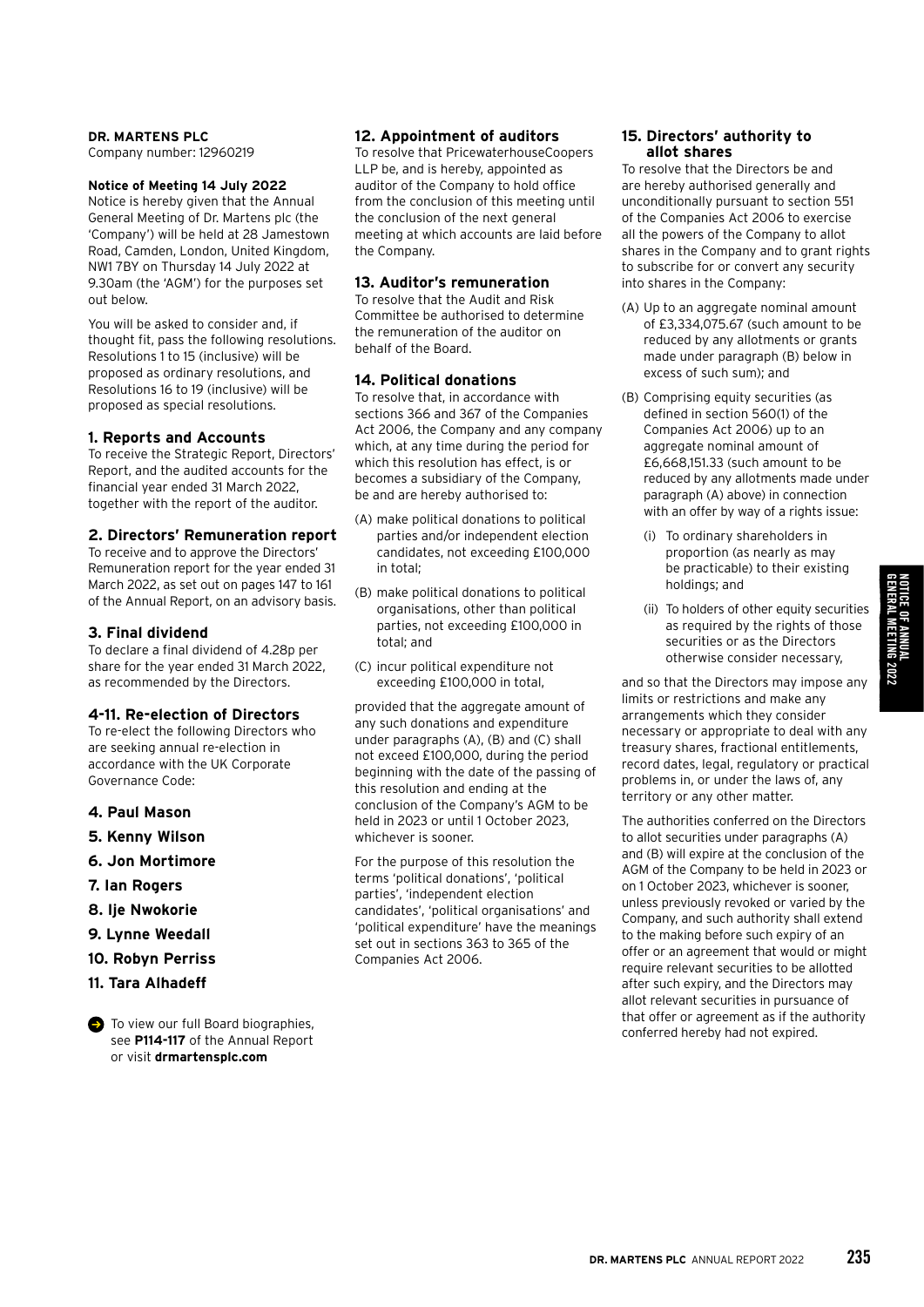**DR. MARTENS PLC**
Company number: 12960219

**Notice of Meeting 14 July 2022**

Notice is hereby given that the Annual General Meeting of Dr. Martens plc (the 'Company') will be held at 28 Jamestown Road, Camden, London, United Kingdom, NW1 7BY on Thursday 14 July 2022 at 9.30am (the 'AGM') for the purposes set out below.

You will be asked to consider and, if thought fit, pass the following resolutions. Resolutions 1 to 15 (inclusive) will be proposed as ordinary resolutions, and Resolutions 16 to 19 (inclusive) will be proposed as special resolutions.

## 1. Reports and Accounts

To receive the Strategic Report, Directors' Report, and the audited accounts for the financial year ended 31 March 2022, together with the report of the auditor.

## 2. Directors' Remuneration report

To receive and to approve the Directors' Remuneration report for the year ended 31 March 2022, as set out on pages 147 to 161 of the Annual Report, on an advisory basis.

## 3. Final dividend

To declare a final dividend of 4.28p per share for the year ended 31 March 2022, as recommended by the Directors.

## 4-11. Re-election of Directors

To re-elect the following Directors who are seeking annual re-election in accordance with the UK Corporate Governance Code:

### 4. Paul Mason

### 5. Kenny Wilson

### 6. Jon Mortimore

### 7. Ian Rogers

### 8. Ije Nwokorie

### 9. Lynne Weedall

### 10. Robyn Perriss

### 11. Tara Alhadeff

To view our full Board biographies, see **P114-117** of the Annual Report or visit **drmartensplc.com**

## 12. Appointment of auditors

To resolve that PricewaterhouseCoopers LLP be, and is hereby, appointed as auditor of the Company to hold office from the conclusion of this meeting until the conclusion of the next general meeting at which accounts are laid before the Company.

## 13. Auditor's remuneration

To resolve that the Audit and Risk Committee be authorised to determine the remuneration of the auditor on behalf of the Board.

## 14. Political donations

To resolve that, in accordance with sections 366 and 367 of the Companies Act 2006, the Company and any company which, at any time during the period for which this resolution has effect, is or becomes a subsidiary of the Company, be and are hereby authorised to:

(A) make political donations to political parties and/or independent election candidates, not exceeding £100,000 in total;

(B) make political donations to political organisations, other than political parties, not exceeding £100,000 in total; and

(C) incur political expenditure not exceeding £100,000 in total,

provided that the aggregate amount of any such donations and expenditure under paragraphs (A), (B) and (C) shall not exceed £100,000, during the period beginning with the date of the passing of this resolution and ending at the conclusion of the Company's AGM to be held in 2023 or until 1 October 2023, whichever is sooner.

For the purpose of this resolution the terms 'political donations', 'political parties', 'independent election candidates', 'political organisations' and 'political expenditure' have the meanings set out in sections 363 to 365 of the Companies Act 2006.

## 15. Directors' authority to allot shares

To resolve that the Directors be and are hereby authorised generally and unconditionally pursuant to section 551 of the Companies Act 2006 to exercise all the powers of the Company to allot shares in the Company and to grant rights to subscribe for or convert any security into shares in the Company:

(A) Up to an aggregate nominal amount of £3,334,075.67 (such amount to be reduced by any allotments or grants made under paragraph (B) below in excess of such sum); and

(B) Comprising equity securities (as defined in section 560(1) of the Companies Act 2006) up to an aggregate nominal amount of £6,668,151.33 (such amount to be reduced by any allotments made under paragraph (A) above) in connection with an offer by way of a rights issue:

- (i) To ordinary shareholders in proportion (as nearly as may be practicable) to their existing holdings; and
- (ii) To holders of other equity securities as required by the rights of those securities or as the Directors otherwise consider necessary,

and so that the Directors may impose any limits or restrictions and make any arrangements which they consider necessary or appropriate to deal with any treasury shares, fractional entitlements, record dates, legal, regulatory or practical problems in, or under the laws of, any territory or any other matter.

The authorities conferred on the Directors to allot securities under paragraphs (A) and (B) will expire at the conclusion of the AGM of the Company to be held in 2023 or on 1 October 2023, whichever is sooner, unless previously revoked or varied by the Company, and such authority shall extend to the making before such expiry of an offer or an agreement that would or might require relevant securities to be allotted after such expiry, and the Directors may allot relevant securities in pursuance of that offer or agreement as if the authority conferred hereby had not expired.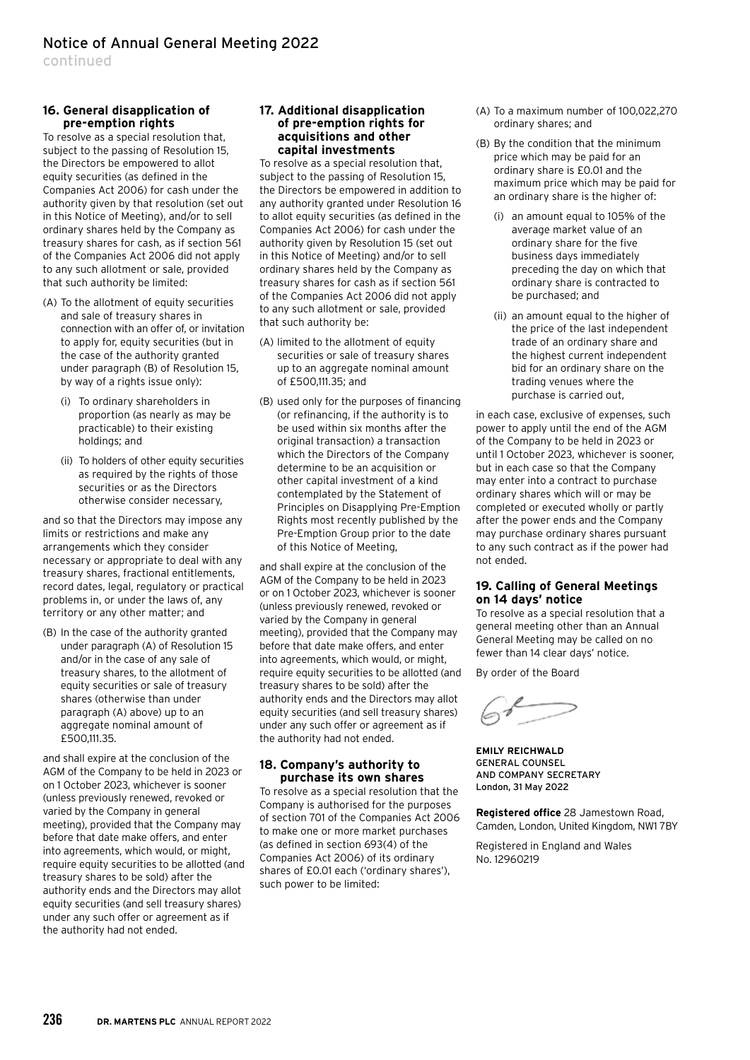# Notice of Annual General Meeting 2022

continued

### 16. General disapplication of pre-emption rights

To resolve as a special resolution that, subject to the passing of Resolution 15, the Directors be empowered to allot equity securities (as defined in the Companies Act 2006) for cash under the authority given by that resolution (set out in this Notice of Meeting), and/or to sell ordinary shares held by the Company as treasury shares for cash, as if section 561 of the Companies Act 2006 did not apply to any such allotment or sale, provided that such authority be limited:

(A) To the allotment of equity securities and sale of treasury shares in connection with an offer of, or invitation to apply for, equity securities (but in the case of the authority granted under paragraph (B) of Resolution 15, by way of a rights issue only):

- (i) To ordinary shareholders in proportion (as nearly as may be practicable) to their existing holdings; and
- (ii) To holders of other equity securities as required by the rights of those securities or as the Directors otherwise consider necessary,

and so that the Directors may impose any limits or restrictions and make any arrangements which they consider necessary or appropriate to deal with any treasury shares, fractional entitlements, record dates, legal, regulatory or practical problems in, or under the laws of, any territory or any other matter; and

(B) In the case of the authority granted under paragraph (A) of Resolution 15 and/or in the case of any sale of treasury shares, to the allotment of equity securities or sale of treasury shares (otherwise than under paragraph (A) above) up to an aggregate nominal amount of £500,111.35.

and shall expire at the conclusion of the AGM of the Company to be held in 2023 or on 1 October 2023, whichever is sooner (unless previously renewed, revoked or varied by the Company in general meeting), provided that the Company may before that date make offers, and enter into agreements, which would, or might, require equity securities to be allotted (and treasury shares to be sold) after the authority ends and the Directors may allot equity securities (and sell treasury shares) under any such offer or agreement as if the authority had not ended.

### 17. Additional disapplication of pre-emption rights for acquisitions and other capital investments

To resolve as a special resolution that, subject to the passing of Resolution 15, the Directors be empowered in addition to any authority granted under Resolution 16 to allot equity securities (as defined in the Companies Act 2006) for cash under the authority given by Resolution 15 (set out in this Notice of Meeting) and/or to sell ordinary shares held by the Company as treasury shares for cash as if section 561 of the Companies Act 2006 did not apply to any such allotment or sale, provided that such authority be:

(A) limited to the allotment of equity securities or sale of treasury shares up to an aggregate nominal amount of £500,111.35; and

(B) used only for the purposes of financing (or refinancing, if the authority is to be used within six months after the original transaction) a transaction which the Directors of the Company determine to be an acquisition or other capital investment of a kind contemplated by the Statement of Principles on Disapplying Pre-Emption Rights most recently published by the Pre-Emption Group prior to the date of this Notice of Meeting,

and shall expire at the conclusion of the AGM of the Company to be held in 2023 or on 1 October 2023, whichever is sooner (unless previously renewed, revoked or varied by the Company in general meeting), provided that the Company may before that date make offers, and enter into agreements, which would, or might, require equity securities to be allotted (and treasury shares to be sold) after the authority ends and the Directors may allot equity securities (and sell treasury shares) under any such offer or agreement as if the authority had not ended.

### 18. Company's authority to purchase its own shares

To resolve as a special resolution that the Company is authorised for the purposes of section 701 of the Companies Act 2006 to make one or more market purchases (as defined in section 693(4) of the Companies Act 2006) of its ordinary shares of £0.01 each ('ordinary shares'), such power to be limited:

(A) To a maximum number of 100,022,270 ordinary shares; and

(B) By the condition that the minimum price which may be paid for an ordinary share is £0.01 and the maximum price which may be paid for an ordinary share is the higher of:

- (i) an amount equal to 105% of the average market value of an ordinary share for the five business days immediately preceding the day on which that ordinary share is contracted to be purchased; and
- (ii) an amount equal to the higher of the price of the last independent trade of an ordinary share and the highest current independent bid for an ordinary share on the trading venues where the purchase is carried out,

in each case, exclusive of expenses, such power to apply until the end of the AGM of the Company to be held in 2023 or until 1 October 2023, whichever is sooner, but in each case so that the Company may enter into a contract to purchase ordinary shares which will or may be completed or executed wholly or partly after the power ends and the Company may purchase ordinary shares pursuant to any such contract as if the power had not ended.

### 19. Calling of General Meetings on 14 days' notice

To resolve as a special resolution that a general meeting other than an Annual General Meeting may be called on no fewer than 14 clear days' notice.

By order of the Board

**EMILY REICHWALD**
GENERAL COUNSEL
AND COMPANY SECRETARY
London, 31 May 2022

**Registered office** 28 Jamestown Road, Camden, London, United Kingdom, NW1 7BY

Registered in England and Wales
No. 12960219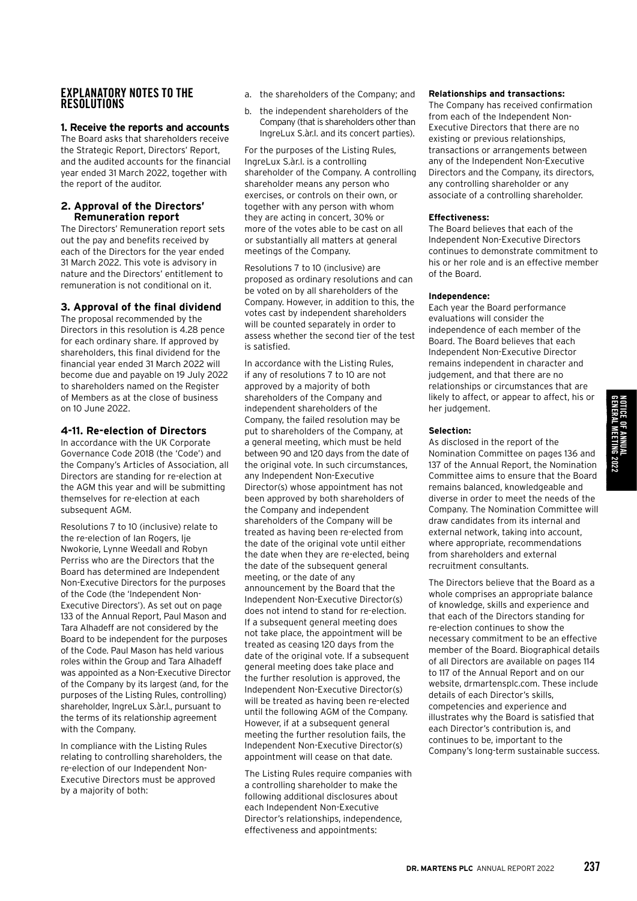## EXPLANATORY NOTES TO THE RESOLUTIONS

### 1. Receive the reports and accounts

The Board asks that shareholders receive the Strategic Report, Directors' Report, and the audited accounts for the financial year ended 31 March 2022, together with the report of the auditor.

### 2. Approval of the Directors' Remuneration report

The Directors' Remuneration report sets out the pay and benefits received by each of the Directors for the year ended 31 March 2022. This vote is advisory in nature and the Directors' entitlement to remuneration is not conditional on it.

### 3. Approval of the final dividend

The proposal recommended by the Directors in this resolution is 4.28 pence for each ordinary share. If approved by shareholders, this final dividend for the financial year ended 31 March 2022 will become due and payable on 19 July 2022 to shareholders named on the Register of Members as at the close of business on 10 June 2022.

### 4-11. Re-election of Directors

In accordance with the UK Corporate Governance Code 2018 (the 'Code') and the Company's Articles of Association, all Directors are standing for re-election at the AGM this year and will be submitting themselves for re-election at each subsequent AGM.

Resolutions 7 to 10 (inclusive) relate to the re-election of Ian Rogers, Ije Nwokorie, Lynne Weedall and Robyn Perriss who are the Directors that the Board has determined are Independent Non-Executive Directors for the purposes of the Code (the 'Independent Non-Executive Directors'). As set out on page 133 of the Annual Report, Paul Mason and Tara Alhadeff are not considered by the Board to be independent for the purposes of the Code. Paul Mason has held various roles within the Group and Tara Alhadeff was appointed as a Non-Executive Director of the Company by its largest (and, for the purposes of the Listing Rules, controlling) shareholder, IngreLux S.àr.l., pursuant to the terms of its relationship agreement with the Company.

In compliance with the Listing Rules relating to controlling shareholders, the re-election of our Independent Non-Executive Directors must be approved by a majority of both:

a. the shareholders of the Company; and
b. the independent shareholders of the Company (that is shareholders other than IngreLux S.àr.l. and its concert parties).

For the purposes of the Listing Rules, IngreLux S.àr.l. is a controlling shareholder of the Company. A controlling shareholder means any person who exercises, or controls on their own, or together with any person with whom they are acting in concert, 30% or more of the votes able to be cast on all or substantially all matters at general meetings of the Company.

Resolutions 7 to 10 (inclusive) are proposed as ordinary resolutions and can be voted on by all shareholders of the Company. However, in addition to this, the votes cast by independent shareholders will be counted separately in order to assess whether the second tier of the test is satisfied.

In accordance with the Listing Rules, if any of resolutions 7 to 10 are not approved by a majority of both shareholders of the Company and independent shareholders of the Company, the failed resolution may be put to shareholders of the Company, at a general meeting, which must be held between 90 and 120 days from the date of the original vote. In such circumstances, any Independent Non-Executive Director(s) whose appointment has not been approved by both shareholders of the Company and independent shareholders of the Company will be treated as having been re-elected from the date of the original vote until either the date when they are re-elected, being the date of the subsequent general meeting, or the date of any announcement by the Board that the Independent Non-Executive Director(s) does not intend to stand for re-election. If a subsequent general meeting does not take place, the appointment will be treated as ceasing 120 days from the date of the original vote. If a subsequent general meeting does take place and the further resolution is approved, the Independent Non-Executive Director(s) will be treated as having been re-elected until the following AGM of the Company. However, if at a subsequent general meeting the further resolution fails, the Independent Non-Executive Director(s) appointment will cease on that date.

The Listing Rules require companies with a controlling shareholder to make the following additional disclosures about each Independent Non-Executive Director's relationships, independence, effectiveness and appointments:

**Relationships and transactions:**
The Company has received confirmation from each of the Independent Non-Executive Directors that there are no existing or previous relationships, transactions or arrangements between any of the Independent Non-Executive Directors and the Company, its directors, any controlling shareholder or any associate of a controlling shareholder.

**Effectiveness:**
The Board believes that each of the Independent Non-Executive Directors continues to demonstrate commitment to his or her role and is an effective member of the Board.

**Independence:**
Each year the Board performance evaluations will consider the independence of each member of the Board. The Board believes that each Independent Non-Executive Director remains independent in character and judgement, and that there are no relationships or circumstances that are likely to affect, or appear to affect, his or her judgement.

**Selection:**
As disclosed in the report of the Nomination Committee on pages 136 and 137 of the Annual Report, the Nomination Committee aims to ensure that the Board remains balanced, knowledgeable and diverse in order to meet the needs of the Company. The Nomination Committee will draw candidates from its internal and external network, taking into account, where appropriate, recommendations from shareholders and external recruitment consultants.

The Directors believe that the Board as a whole comprises an appropriate balance of knowledge, skills and experience and that each of the Directors standing for re-election continues to show the necessary commitment to be an effective member of the Board. Biographical details of all Directors are available on pages 114 to 117 of the Annual Report and on our website, drmartensplc.com. These include details of each Director's skills, competencies and experience and illustrates why the Board is satisfied that each Director's contribution is, and continues to be, important to the Company's long-term sustainable success.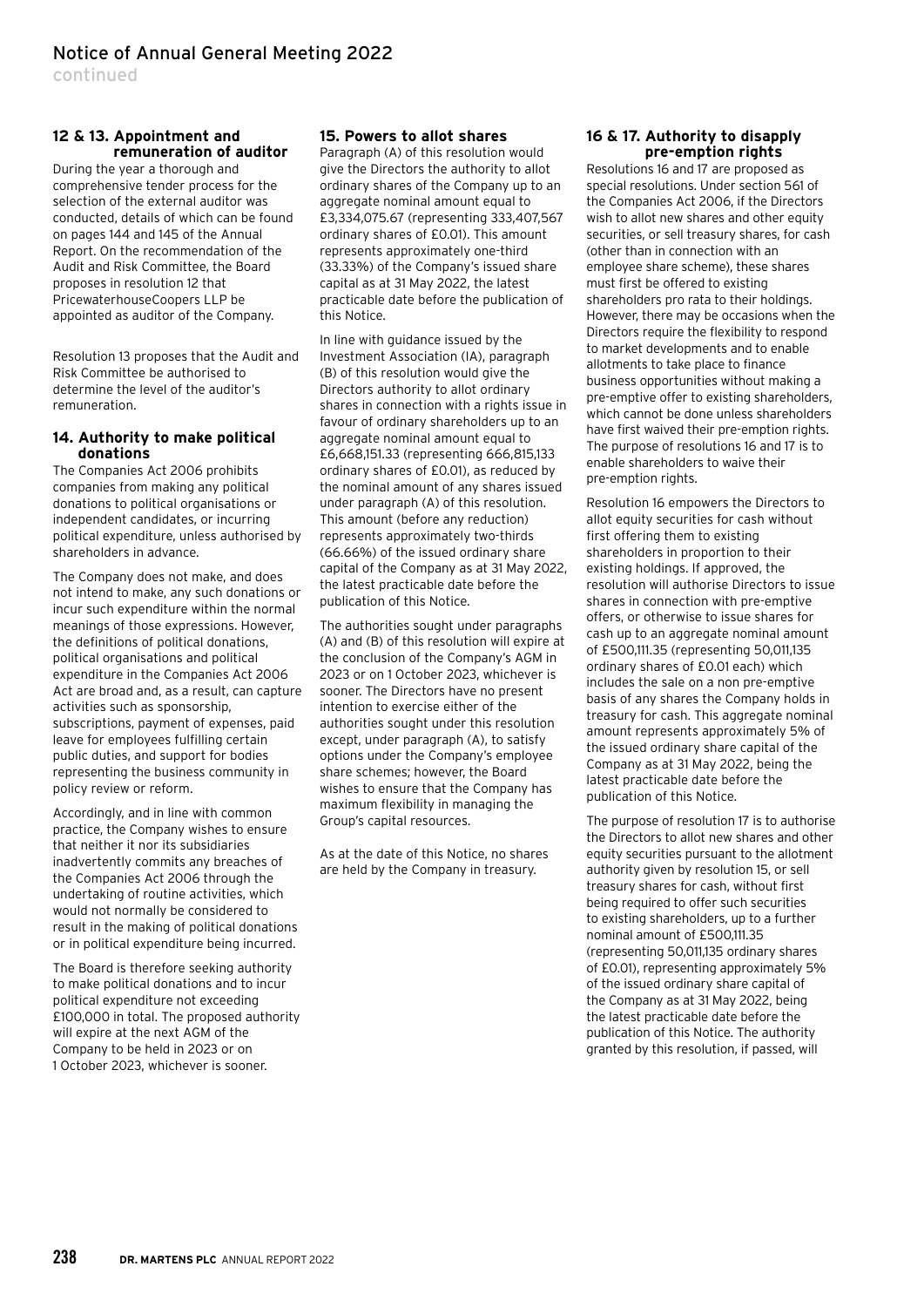# Notice of Annual General Meeting 2022

continued

### 12 & 13. Appointment and remuneration of auditor

During the year a thorough and comprehensive tender process for the selection of the external auditor was conducted, details of which can be found on pages 144 and 145 of the Annual Report. On the recommendation of the Audit and Risk Committee, the Board proposes in resolution 12 that PricewaterhouseCoopers LLP be appointed as auditor of the Company.

Resolution 13 proposes that the Audit and Risk Committee be authorised to determine the level of the auditor's remuneration.

### 14. Authority to make political donations

The Companies Act 2006 prohibits companies from making any political donations to political organisations or independent candidates, or incurring political expenditure, unless authorised by shareholders in advance.

The Company does not make, and does not intend to make, any such donations or incur such expenditure within the normal meanings of those expressions. However, the definitions of political donations, political organisations and political expenditure in the Companies Act 2006 Act are broad and, as a result, can capture activities such as sponsorship, subscriptions, payment of expenses, paid leave for employees fulfilling certain public duties, and support for bodies representing the business community in policy review or reform.

Accordingly, and in line with common practice, the Company wishes to ensure that neither it nor its subsidiaries inadvertently commits any breaches of the Companies Act 2006 through the undertaking of routine activities, which would not normally be considered to result in the making of political donations or in political expenditure being incurred.

The Board is therefore seeking authority to make political donations and to incur political expenditure not exceeding £100,000 in total. The proposed authority will expire at the next AGM of the Company to be held in 2023 or on 1 October 2023, whichever is sooner.

### 15. Powers to allot shares

Paragraph (A) of this resolution would give the Directors the authority to allot ordinary shares of the Company up to an aggregate nominal amount equal to £3,334,075.67 (representing 333,407,567 ordinary shares of £0.01). This amount represents approximately one-third (33.33%) of the Company's issued share capital as at 31 May 2022, the latest practicable date before the publication of this Notice.

In line with guidance issued by the Investment Association (IA), paragraph (B) of this resolution would give the Directors authority to allot ordinary shares in connection with a rights issue in favour of ordinary shareholders up to an aggregate nominal amount equal to £6,668,151.33 (representing 666,815,133 ordinary shares of £0.01), as reduced by the nominal amount of any shares issued under paragraph (A) of this resolution. This amount (before any reduction) represents approximately two-thirds (66.66%) of the issued ordinary share capital of the Company as at 31 May 2022, the latest practicable date before the publication of this Notice.

The authorities sought under paragraphs (A) and (B) of this resolution will expire at the conclusion of the Company's AGM in 2023 or on 1 October 2023, whichever is sooner. The Directors have no present intention to exercise either of the authorities sought under this resolution except, under paragraph (A), to satisfy options under the Company's employee share schemes; however, the Board wishes to ensure that the Company has maximum flexibility in managing the Group's capital resources.

As at the date of this Notice, no shares are held by the Company in treasury.

### 16 & 17. Authority to disapply pre-emption rights

Resolutions 16 and 17 are proposed as special resolutions. Under section 561 of the Companies Act 2006, if the Directors wish to allot new shares and other equity securities, or sell treasury shares, for cash (other than in connection with an employee share scheme), these shares must first be offered to existing shareholders pro rata to their holdings. However, there may be occasions when the Directors require the flexibility to respond to market developments and to enable allotments to take place to finance business opportunities without making a pre-emptive offer to existing shareholders, which cannot be done unless shareholders have first waived their pre-emption rights. The purpose of resolutions 16 and 17 is to enable shareholders to waive their pre-emption rights.

Resolution 16 empowers the Directors to allot equity securities for cash without first offering them to existing shareholders in proportion to their existing holdings. If approved, the resolution will authorise Directors to issue shares in connection with pre-emptive offers, or otherwise to issue shares for cash up to an aggregate nominal amount of £500,111.35 (representing 50,011,135 ordinary shares of £0.01 each) which includes the sale on a non pre-emptive basis of any shares the Company holds in treasury for cash. This aggregate nominal amount represents approximately 5% of the issued ordinary share capital of the Company as at 31 May 2022, being the latest practicable date before the publication of this Notice.

The purpose of resolution 17 is to authorise the Directors to allot new shares and other equity securities pursuant to the allotment authority given by resolution 15, or sell treasury shares for cash, without first being required to offer such securities to existing shareholders, up to a further nominal amount of £500,111.35 (representing 50,011,135 ordinary shares of £0.01), representing approximately 5% of the issued ordinary share capital of the Company as at 31 May 2022, being the latest practicable date before the publication of this Notice. The authority granted by this resolution, if passed, will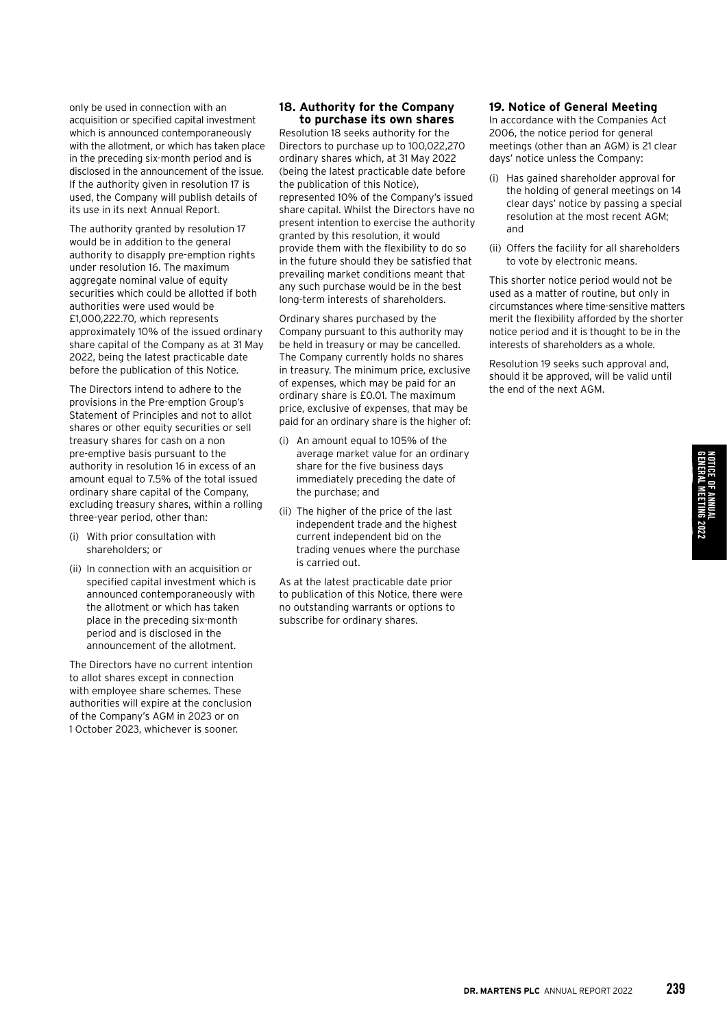only be used in connection with an acquisition or specified capital investment which is announced contemporaneously with the allotment, or which has taken place in the preceding six-month period and is disclosed in the announcement of the issue. If the authority given in resolution 17 is used, the Company will publish details of its use in its next Annual Report.

The authority granted by resolution 17 would be in addition to the general authority to disapply pre-emption rights under resolution 16. The maximum aggregate nominal value of equity securities which could be allotted if both authorities were used would be £1,000,222.70, which represents approximately 10% of the issued ordinary share capital of the Company as at 31 May 2022, being the latest practicable date before the publication of this Notice.

The Directors intend to adhere to the provisions in the Pre-emption Group's Statement of Principles and not to allot shares or other equity securities or sell treasury shares for cash on a non pre-emptive basis pursuant to the authority in resolution 16 in excess of an amount equal to 7.5% of the total issued ordinary share capital of the Company, excluding treasury shares, within a rolling three-year period, other than:

(i) With prior consultation with shareholders; or

(ii) In connection with an acquisition or specified capital investment which is announced contemporaneously with the allotment or which has taken place in the preceding six-month period and is disclosed in the announcement of the allotment.

The Directors have no current intention to allot shares except in connection with employee share schemes. These authorities will expire at the conclusion of the Company's AGM in 2023 or on 1 October 2023, whichever is sooner.

### 18. Authority for the Company to purchase its own shares

Resolution 18 seeks authority for the Directors to purchase up to 100,022,270 ordinary shares which, at 31 May 2022 (being the latest practicable date before the publication of this Notice), represented 10% of the Company's issued share capital. Whilst the Directors have no present intention to exercise the authority granted by this resolution, it would provide them with the flexibility to do so in the future should they be satisfied that prevailing market conditions meant that any such purchase would be in the best long-term interests of shareholders.

Ordinary shares purchased by the Company pursuant to this authority may be held in treasury or may be cancelled. The Company currently holds no shares in treasury. The minimum price, exclusive of expenses, which may be paid for an ordinary share is £0.01. The maximum price, exclusive of expenses, that may be paid for an ordinary share is the higher of:

(i) An amount equal to 105% of the average market value for an ordinary share for the five business days immediately preceding the date of the purchase; and

(ii) The higher of the price of the last independent trade and the highest current independent bid on the trading venues where the purchase is carried out.

As at the latest practicable date prior to publication of this Notice, there were no outstanding warrants or options to subscribe for ordinary shares.

### 19. Notice of General Meeting

In accordance with the Companies Act 2006, the notice period for general meetings (other than an AGM) is 21 clear days' notice unless the Company:

(i) Has gained shareholder approval for the holding of general meetings on 14 clear days' notice by passing a special resolution at the most recent AGM; and

(ii) Offers the facility for all shareholders to vote by electronic means.

This shorter notice period would not be used as a matter of routine, but only in circumstances where time-sensitive matters merit the flexibility afforded by the shorter notice period and it is thought to be in the interests of shareholders as a whole.

Resolution 19 seeks such approval and, should it be approved, will be valid until the end of the next AGM.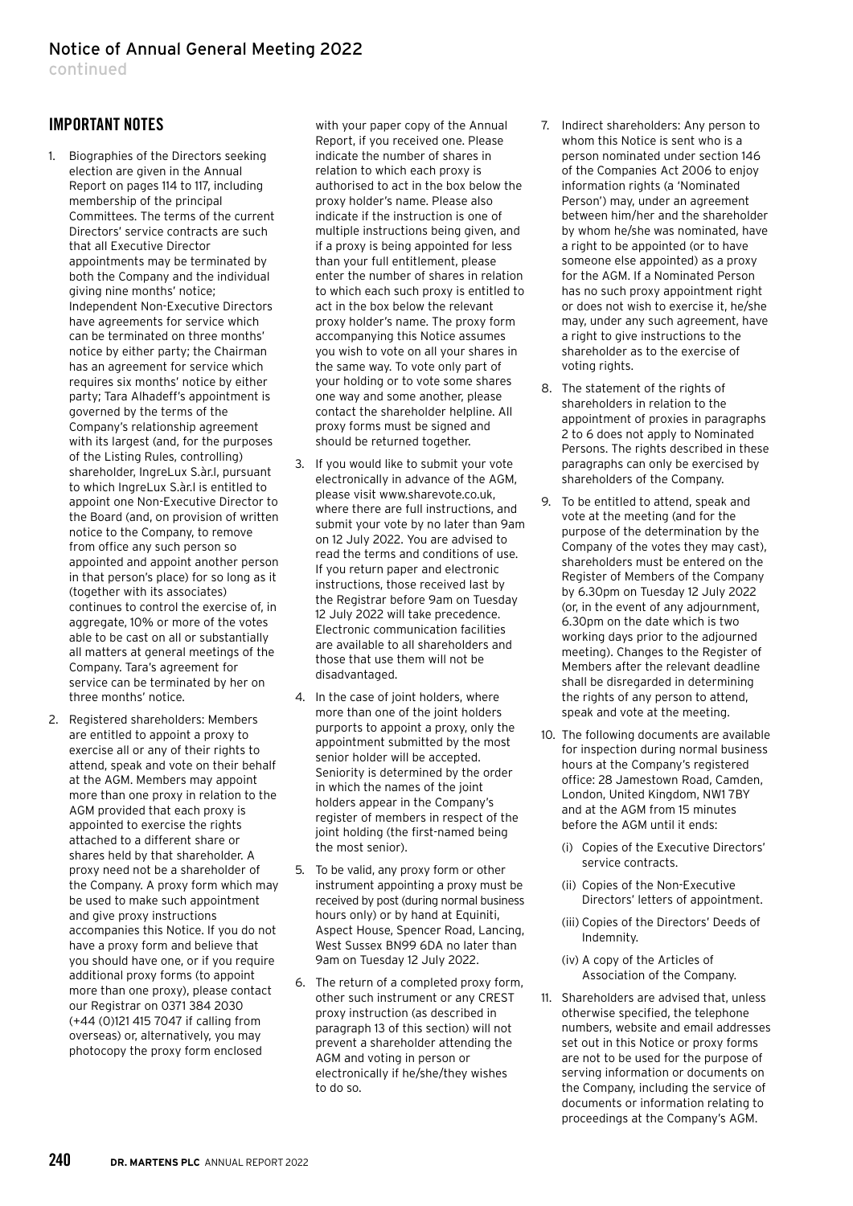# Notice of Annual General Meeting 2022

continued

## IMPORTANT NOTES

1. Biographies of the Directors seeking election are given in the Annual Report on pages 114 to 117, including membership of the principal Committees. The terms of the current Directors' service contracts are such that all Executive Director appointments may be terminated by both the Company and the individual giving nine months' notice; Independent Non-Executive Directors have agreements for service which can be terminated on three months' notice by either party; the Chairman has an agreement for service which requires six months' notice by either party; Tara Alhadeff's appointment is governed by the terms of the Company's relationship agreement with its largest (and, for the purposes of the Listing Rules, controlling) shareholder, IngreLux S.àr.l, pursuant to which IngreLux S.àr.l is entitled to appoint one Non-Executive Director to the Board (and, on provision of written notice to the Company, to remove from office any such person so appointed and appoint another person in that person's place) for so long as it (together with its associates) continues to control the exercise of, in aggregate, 10% or more of the votes able to be cast on all or substantially all matters at general meetings of the Company. Tara's agreement for service can be terminated by her on three months' notice.

2. Registered shareholders: Members are entitled to appoint a proxy to exercise all or any of their rights to attend, speak and vote on their behalf at the AGM. Members may appoint more than one proxy in relation to the AGM provided that each proxy is appointed to exercise the rights attached to a different share or shares held by that shareholder. A proxy need not be a shareholder of the Company. A proxy form which may be used to make such appointment and give proxy instructions accompanies this Notice. If you do not have a proxy form and believe that you should have one, or if you require additional proxy forms (to appoint more than one proxy), please contact our Registrar on 0371 384 2030 (+44 (0)121 415 7047 if calling from overseas) or, alternatively, you may photocopy the proxy form enclosed with your paper copy of the Annual Report, if you received one. Please indicate the number of shares in relation to which each proxy is authorised to act in the box below the proxy holder's name. Please also indicate if the instruction is one of multiple instructions being given, and if a proxy is being appointed for less than your full entitlement, please enter the number of shares in relation to which each such proxy is entitled to act in the box below the relevant proxy holder's name. The proxy form accompanying this Notice assumes you wish to vote on all your shares in the same way. To vote only part of your holding or to vote some shares one way and some another, please contact the shareholder helpline. All proxy forms must be signed and should be returned together.

3. If you would like to submit your vote electronically in advance of the AGM, please visit www.sharevote.co.uk, where there are full instructions, and submit your vote by no later than 9am on 12 July 2022. You are advised to read the terms and conditions of use. If you return paper and electronic instructions, those received last by the Registrar before 9am on Tuesday 12 July 2022 will take precedence. Electronic communication facilities are available to all shareholders and those that use them will not be disadvantaged.

4. In the case of joint holders, where more than one of the joint holders purports to appoint a proxy, only the appointment submitted by the most senior holder will be accepted. Seniority is determined by the order in which the names of the joint holders appear in the Company's register of members in respect of the joint holding (the first-named being the most senior).

5. To be valid, any proxy form or other instrument appointing a proxy must be received by post (during normal business hours only) or by hand at Equiniti, Aspect House, Spencer Road, Lancing, West Sussex BN99 6DA no later than 9am on Tuesday 12 July 2022.

6. The return of a completed proxy form, other such instrument or any CREST proxy instruction (as described in paragraph 13 of this section) will not prevent a shareholder attending the AGM and voting in person or electronically if he/she/they wishes to do so.

7. Indirect shareholders: Any person to whom this Notice is sent who is a person nominated under section 146 of the Companies Act 2006 to enjoy information rights (a 'Nominated Person') may, under an agreement between him/her and the shareholder by whom he/she was nominated, have a right to be appointed (or to have someone else appointed) as a proxy for the AGM. If a Nominated Person has no such proxy appointment right or does not wish to exercise it, he/she may, under any such agreement, have a right to give instructions to the shareholder as to the exercise of voting rights.

8. The statement of the rights of shareholders in relation to the appointment of proxies in paragraphs 2 to 6 does not apply to Nominated Persons. The rights described in these paragraphs can only be exercised by shareholders of the Company.

9. To be entitled to attend, speak and vote at the meeting (and for the purpose of the determination by the Company of the votes they may cast), shareholders must be entered on the Register of Members of the Company by 6.30pm on Tuesday 12 July 2022 (or, in the event of any adjournment, 6.30pm on the date which is two working days prior to the adjourned meeting). Changes to the Register of Members after the relevant deadline shall be disregarded in determining the rights of any person to attend, speak and vote at the meeting.

10. The following documents are available for inspection during normal business hours at the Company's registered office: 28 Jamestown Road, Camden, London, United Kingdom, NW1 7BY and at the AGM from 15 minutes before the AGM until it ends:
    - (i) Copies of the Executive Directors' service contracts.
    - (ii) Copies of the Non-Executive Directors' letters of appointment.
    - (iii) Copies of the Directors' Deeds of Indemnity.
    - (iv) A copy of the Articles of Association of the Company.

11. Shareholders are advised that, unless otherwise specified, the telephone numbers, website and email addresses set out in this Notice or proxy forms are not to be used for the purpose of serving information or documents on the Company, including the service of documents or information relating to proceedings at the Company's AGM.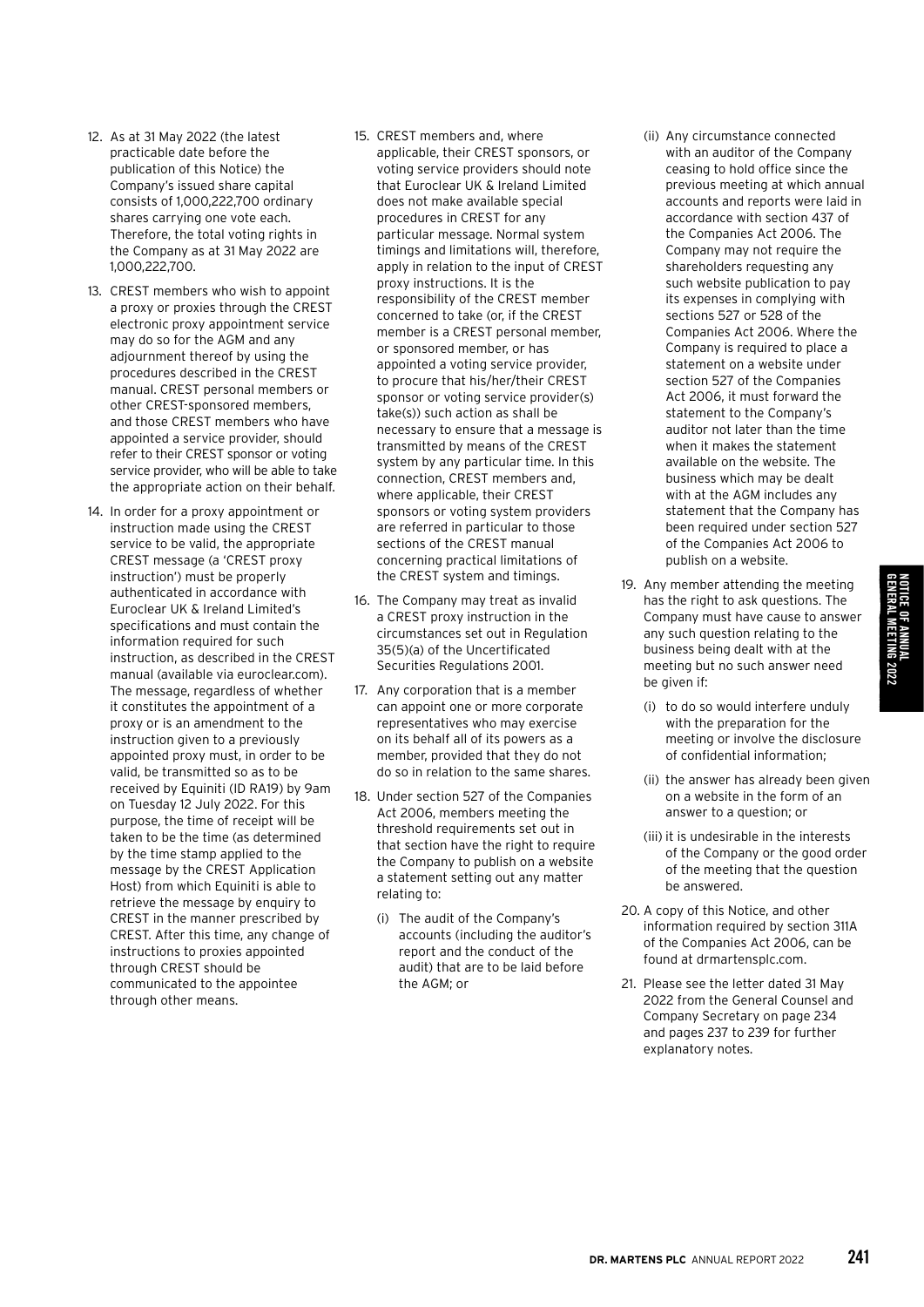12. As at 31 May 2022 (the latest practicable date before the publication of this Notice) the Company's issued share capital consists of 1,000,222,700 ordinary shares carrying one vote each. Therefore, the total voting rights in the Company as at 31 May 2022 are 1,000,222,700.

13. CREST members who wish to appoint a proxy or proxies through the CREST electronic proxy appointment service may do so for the AGM and any adjournment thereof by using the procedures described in the CREST manual. CREST personal members or other CREST-sponsored members, and those CREST members who have appointed a service provider, should refer to their CREST sponsor or voting service provider, who will be able to take the appropriate action on their behalf.

14. In order for a proxy appointment or instruction made using the CREST service to be valid, the appropriate CREST message (a 'CREST proxy instruction') must be properly authenticated in accordance with Euroclear UK & Ireland Limited's specifications and must contain the information required for such instruction, as described in the CREST manual (available via euroclear.com). The message, regardless of whether it constitutes the appointment of a proxy or is an amendment to the instruction given to a previously appointed proxy must, in order to be valid, be transmitted so as to be received by Equiniti (ID RA19) by 9am on Tuesday 12 July 2022. For this purpose, the time of receipt will be taken to be the time (as determined by the time stamp applied to the message by the CREST Application Host) from which Equiniti is able to retrieve the message by enquiry to CREST in the manner prescribed by CREST. After this time, any change of instructions to proxies appointed through CREST should be communicated to the appointee through other means.

15. CREST members and, where applicable, their CREST sponsors, or voting service providers should note that Euroclear UK & Ireland Limited does not make available special procedures in CREST for any particular message. Normal system timings and limitations will, therefore, apply in relation to the input of CREST proxy instructions. It is the responsibility of the CREST member concerned to take (or, if the CREST member is a CREST personal member, or sponsored member, or has appointed a voting service provider, to procure that his/her/their CREST sponsor or voting service provider(s) take(s)) such action as shall be necessary to ensure that a message is transmitted by means of the CREST system by any particular time. In this connection, CREST members and, where applicable, their CREST sponsors or voting system providers are referred in particular to those sections of the CREST manual concerning practical limitations of the CREST system and timings.

16. The Company may treat as invalid a CREST proxy instruction in the circumstances set out in Regulation 35(5)(a) of the Uncertificated Securities Regulations 2001.

17. Any corporation that is a member can appoint one or more corporate representatives who may exercise on its behalf all of its powers as a member, provided that they do not do so in relation to the same shares.

18. Under section 527 of the Companies Act 2006, members meeting the threshold requirements set out in that section have the right to require the Company to publish on a website a statement setting out any matter relating to:

    (i) The audit of the Company's accounts (including the auditor's report and the conduct of the audit) that are to be laid before the AGM; or

    (ii) Any circumstance connected with an auditor of the Company ceasing to hold office since the previous meeting at which annual accounts and reports were laid in accordance with section 437 of the Companies Act 2006. The Company may not require the shareholders requesting any such website publication to pay its expenses in complying with sections 527 or 528 of the Companies Act 2006. Where the Company is required to place a statement on a website under section 527 of the Companies Act 2006, it must forward the statement to the Company's auditor not later than the time when it makes the statement available on the website. The business which may be dealt with at the AGM includes any statement that the Company has been required under section 527 of the Companies Act 2006 to publish on a website.

19. Any member attending the meeting has the right to ask questions. The Company must have cause to answer any such question relating to the business being dealt with at the meeting but no such answer need be given if:

    (i) to do so would interfere unduly with the preparation for the meeting or involve the disclosure of confidential information;

    (ii) the answer has already been given on a website in the form of an answer to a question; or

    (iii) it is undesirable in the interests of the Company or the good order of the meeting that the question be answered.

20. A copy of this Notice, and other information required by section 311A of the Companies Act 2006, can be found at drmartensplc.com.

21. Please see the letter dated 31 May 2022 from the General Counsel and Company Secretary on page 234 and pages 237 to 239 for further explanatory notes.